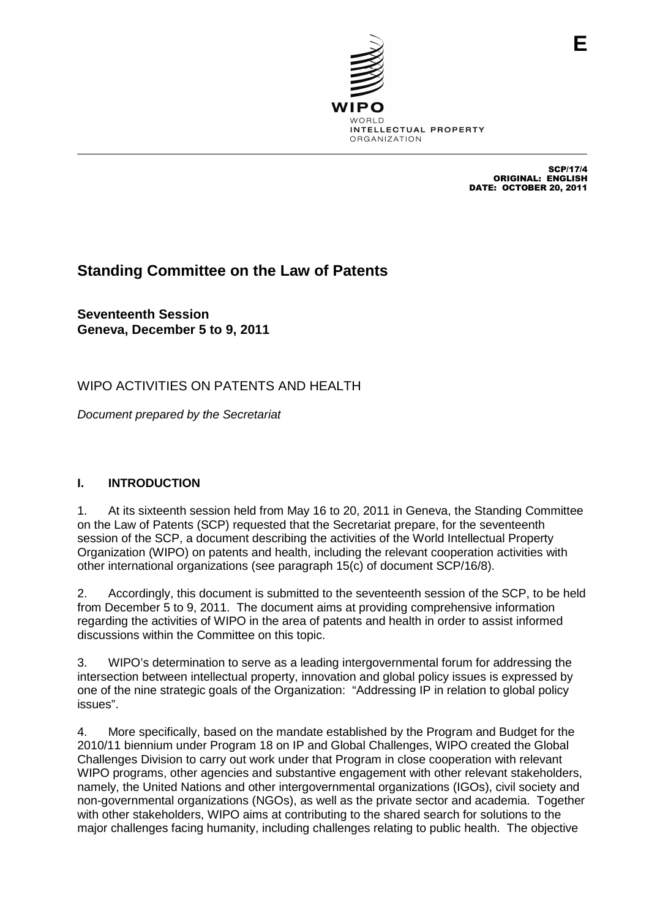E

WIPO
WORLD
INTELLECTUAL PROPERTY
ORGANIZATION

SCP/17/4
ORIGINAL: ENGLISH
DATE: OCTOBER 20, 2011

# Standing Committee on the Law of Patents

**Seventeenth Session**
**Geneva, December 5 to 9, 2011**

## WIPO ACTIVITIES ON PATENTS AND HEALTH

*Document prepared by the Secretariat*

## I. INTRODUCTION

1. At its sixteenth session held from May 16 to 20, 2011 in Geneva, the Standing Committee on the Law of Patents (SCP) requested that the Secretariat prepare, for the seventeenth session of the SCP, a document describing the activities of the World Intellectual Property Organization (WIPO) on patents and health, including the relevant cooperation activities with other international organizations (see paragraph 15(c) of document SCP/16/8).

2. Accordingly, this document is submitted to the seventeenth session of the SCP, to be held from December 5 to 9, 2011. The document aims at providing comprehensive information regarding the activities of WIPO in the area of patents and health in order to assist informed discussions within the Committee on this topic.

3. WIPO's determination to serve as a leading intergovernmental forum for addressing the intersection between intellectual property, innovation and global policy issues is expressed by one of the nine strategic goals of the Organization: "Addressing IP in relation to global policy issues".

4. More specifically, based on the mandate established by the Program and Budget for the 2010/11 biennium under Program 18 on IP and Global Challenges, WIPO created the Global Challenges Division to carry out work under that Program in close cooperation with relevant WIPO programs, other agencies and substantive engagement with other relevant stakeholders, namely, the United Nations and other intergovernmental organizations (IGOs), civil society and non-governmental organizations (NGOs), as well as the private sector and academia. Together with other stakeholders, WIPO aims at contributing to the shared search for solutions to the major challenges facing humanity, including challenges relating to public health. The objective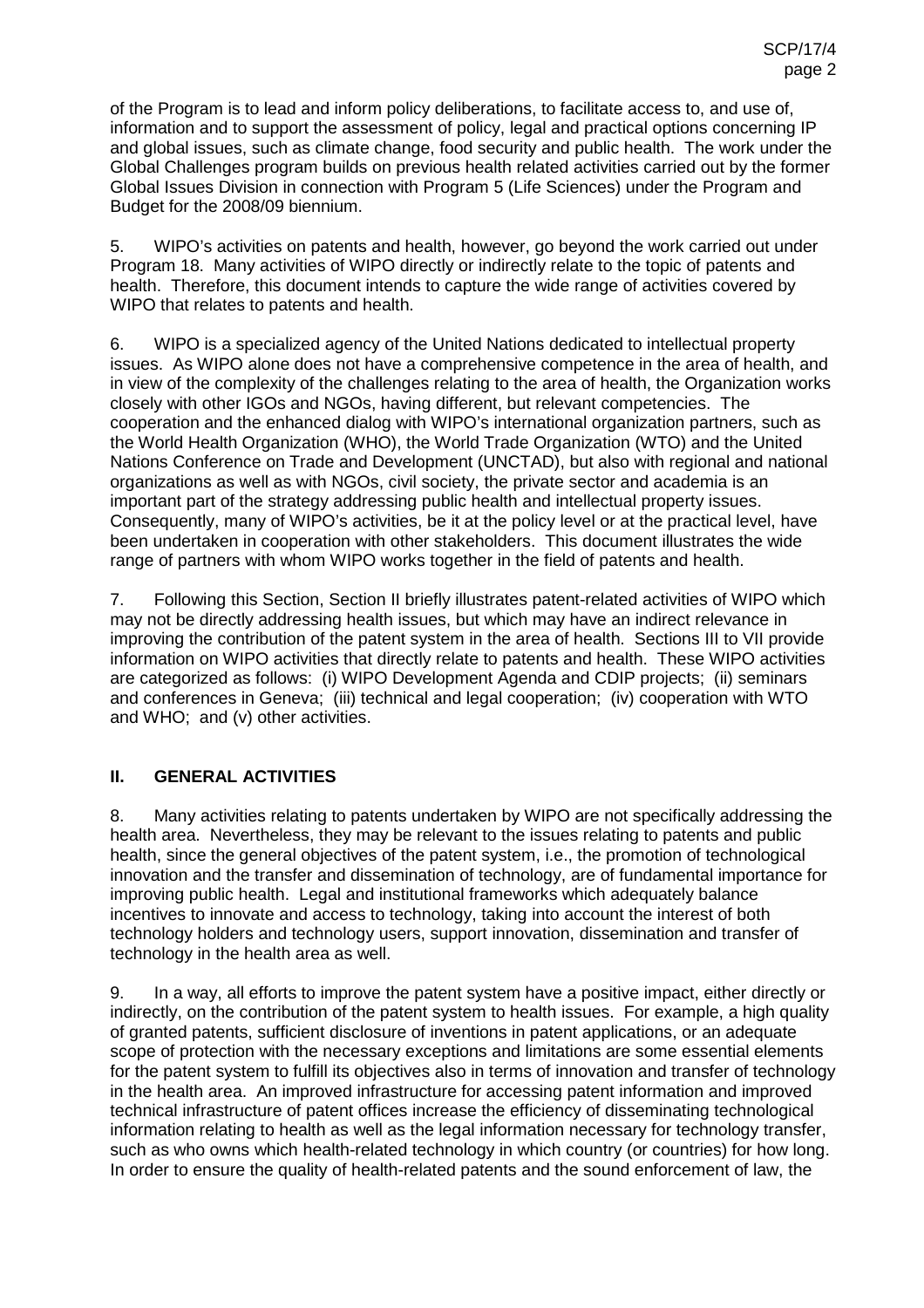of the Program is to lead and inform policy deliberations, to facilitate access to, and use of, information and to support the assessment of policy, legal and practical options concerning IP and global issues, such as climate change, food security and public health. The work under the Global Challenges program builds on previous health related activities carried out by the former Global Issues Division in connection with Program 5 (Life Sciences) under the Program and Budget for the 2008/09 biennium.

5. WIPO's activities on patents and health, however, go beyond the work carried out under Program 18. Many activities of WIPO directly or indirectly relate to the topic of patents and health. Therefore, this document intends to capture the wide range of activities covered by WIPO that relates to patents and health.

6. WIPO is a specialized agency of the United Nations dedicated to intellectual property issues. As WIPO alone does not have a comprehensive competence in the area of health, and in view of the complexity of the challenges relating to the area of health, the Organization works closely with other IGOs and NGOs, having different, but relevant competencies. The cooperation and the enhanced dialog with WIPO's international organization partners, such as the World Health Organization (WHO), the World Trade Organization (WTO) and the United Nations Conference on Trade and Development (UNCTAD), but also with regional and national organizations as well as with NGOs, civil society, the private sector and academia is an important part of the strategy addressing public health and intellectual property issues. Consequently, many of WIPO's activities, be it at the policy level or at the practical level, have been undertaken in cooperation with other stakeholders. This document illustrates the wide range of partners with whom WIPO works together in the field of patents and health.

7. Following this Section, Section II briefly illustrates patent-related activities of WIPO which may not be directly addressing health issues, but which may have an indirect relevance in improving the contribution of the patent system in the area of health. Sections III to VII provide information on WIPO activities that directly relate to patents and health. These WIPO activities are categorized as follows: (i) WIPO Development Agenda and CDIP projects; (ii) seminars and conferences in Geneva; (iii) technical and legal cooperation; (iv) cooperation with WTO and WHO; and (v) other activities.

## II. GENERAL ACTIVITIES

8. Many activities relating to patents undertaken by WIPO are not specifically addressing the health area. Nevertheless, they may be relevant to the issues relating to patents and public health, since the general objectives of the patent system, i.e., the promotion of technological innovation and the transfer and dissemination of technology, are of fundamental importance for improving public health. Legal and institutional frameworks which adequately balance incentives to innovate and access to technology, taking into account the interest of both technology holders and technology users, support innovation, dissemination and transfer of technology in the health area as well.

9. In a way, all efforts to improve the patent system have a positive impact, either directly or indirectly, on the contribution of the patent system to health issues. For example, a high quality of granted patents, sufficient disclosure of inventions in patent applications, or an adequate scope of protection with the necessary exceptions and limitations are some essential elements for the patent system to fulfill its objectives also in terms of innovation and transfer of technology in the health area. An improved infrastructure for accessing patent information and improved technical infrastructure of patent offices increase the efficiency of disseminating technological information relating to health as well as the legal information necessary for technology transfer, such as who owns which health-related technology in which country (or countries) for how long. In order to ensure the quality of health-related patents and the sound enforcement of law, the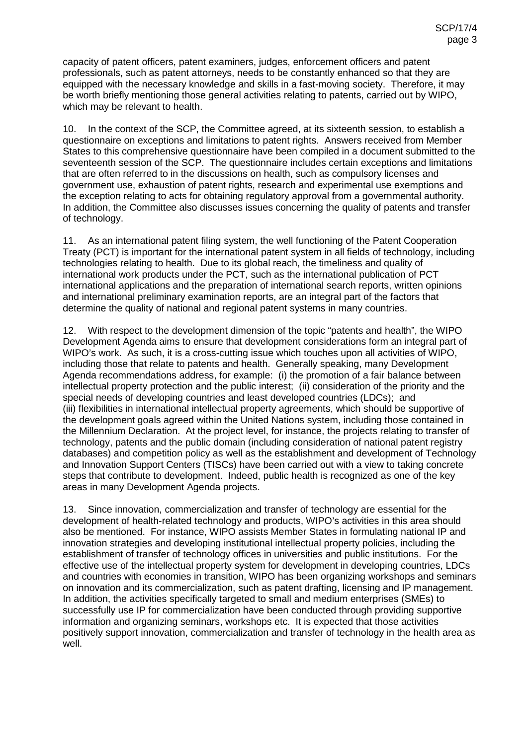capacity of patent officers, patent examiners, judges, enforcement officers and patent professionals, such as patent attorneys, needs to be constantly enhanced so that they are equipped with the necessary knowledge and skills in a fast-moving society. Therefore, it may be worth briefly mentioning those general activities relating to patents, carried out by WIPO, which may be relevant to health.

10. In the context of the SCP, the Committee agreed, at its sixteenth session, to establish a questionnaire on exceptions and limitations to patent rights. Answers received from Member States to this comprehensive questionnaire have been compiled in a document submitted to the seventeenth session of the SCP. The questionnaire includes certain exceptions and limitations that are often referred to in the discussions on health, such as compulsory licenses and government use, exhaustion of patent rights, research and experimental use exemptions and the exception relating to acts for obtaining regulatory approval from a governmental authority. In addition, the Committee also discusses issues concerning the quality of patents and transfer of technology.

11. As an international patent filing system, the well functioning of the Patent Cooperation Treaty (PCT) is important for the international patent system in all fields of technology, including technologies relating to health. Due to its global reach, the timeliness and quality of international work products under the PCT, such as the international publication of PCT international applications and the preparation of international search reports, written opinions and international preliminary examination reports, are an integral part of the factors that determine the quality of national and regional patent systems in many countries.

12. With respect to the development dimension of the topic "patents and health", the WIPO Development Agenda aims to ensure that development considerations form an integral part of WIPO's work. As such, it is a cross-cutting issue which touches upon all activities of WIPO, including those that relate to patents and health. Generally speaking, many Development Agenda recommendations address, for example: (i) the promotion of a fair balance between intellectual property protection and the public interest; (ii) consideration of the priority and the special needs of developing countries and least developed countries (LDCs); and (iii) flexibilities in international intellectual property agreements, which should be supportive of the development goals agreed within the United Nations system, including those contained in the Millennium Declaration. At the project level, for instance, the projects relating to transfer of technology, patents and the public domain (including consideration of national patent registry databases) and competition policy as well as the establishment and development of Technology and Innovation Support Centers (TISCs) have been carried out with a view to taking concrete steps that contribute to development. Indeed, public health is recognized as one of the key areas in many Development Agenda projects.

13. Since innovation, commercialization and transfer of technology are essential for the development of health-related technology and products, WIPO's activities in this area should also be mentioned. For instance, WIPO assists Member States in formulating national IP and innovation strategies and developing institutional intellectual property policies, including the establishment of transfer of technology offices in universities and public institutions. For the effective use of the intellectual property system for development in developing countries, LDCs and countries with economies in transition, WIPO has been organizing workshops and seminars on innovation and its commercialization, such as patent drafting, licensing and IP management. In addition, the activities specifically targeted to small and medium enterprises (SMEs) to successfully use IP for commercialization have been conducted through providing supportive information and organizing seminars, workshops etc. It is expected that those activities positively support innovation, commercialization and transfer of technology in the health area as well.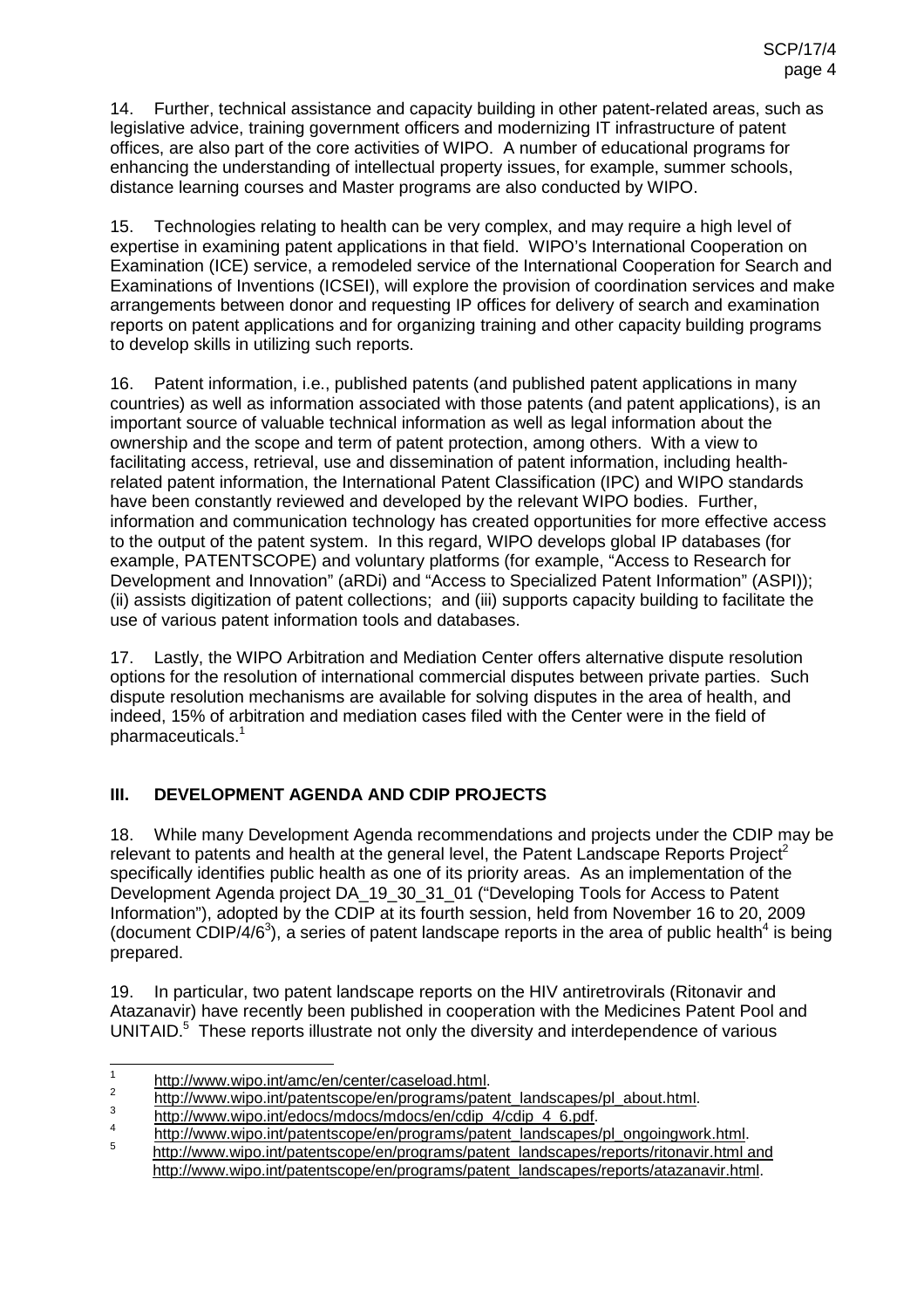14. Further, technical assistance and capacity building in other patent-related areas, such as legislative advice, training government officers and modernizing IT infrastructure of patent offices, are also part of the core activities of WIPO. A number of educational programs for enhancing the understanding of intellectual property issues, for example, summer schools, distance learning courses and Master programs are also conducted by WIPO.

15. Technologies relating to health can be very complex, and may require a high level of expertise in examining patent applications in that field. WIPO's International Cooperation on Examination (ICE) service, a remodeled service of the International Cooperation for Search and Examinations of Inventions (ICSEI), will explore the provision of coordination services and make arrangements between donor and requesting IP offices for delivery of search and examination reports on patent applications and for organizing training and other capacity building programs to develop skills in utilizing such reports.

16. Patent information, i.e., published patents (and published patent applications in many countries) as well as information associated with those patents (and patent applications), is an important source of valuable technical information as well as legal information about the ownership and the scope and term of patent protection, among others. With a view to facilitating access, retrieval, use and dissemination of patent information, including health-related patent information, the International Patent Classification (IPC) and WIPO standards have been constantly reviewed and developed by the relevant WIPO bodies. Further, information and communication technology has created opportunities for more effective access to the output of the patent system. In this regard, WIPO develops global IP databases (for example, PATENTSCOPE) and voluntary platforms (for example, "Access to Research for Development and Innovation" (aRDi) and "Access to Specialized Patent Information" (ASPI)); (ii) assists digitization of patent collections; and (iii) supports capacity building to facilitate the use of various patent information tools and databases.

17. Lastly, the WIPO Arbitration and Mediation Center offers alternative dispute resolution options for the resolution of international commercial disputes between private parties. Such dispute resolution mechanisms are available for solving disputes in the area of health, and indeed, 15% of arbitration and mediation cases filed with the Center were in the field of pharmaceuticals.[1]

## III. DEVELOPMENT AGENDA AND CDIP PROJECTS

18. While many Development Agenda recommendations and projects under the CDIP may be relevant to patents and health at the general level, the Patent Landscape Reports Project[2] specifically identifies public health as one of its priority areas. As an implementation of the Development Agenda project DA_19_30_31_01 ("Developing Tools for Access to Patent Information"), adopted by the CDIP at its fourth session, held from November 16 to 20, 2009 (document CDIP/4/6[3]), a series of patent landscape reports in the area of public health[4] is being prepared.

19. In particular, two patent landscape reports on the HIV antiretrovirals (Ritonavir and Atazanavir) have recently been published in cooperation with the Medicines Patent Pool and UNITAID.[5] These reports illustrate not only the diversity and interdependence of various

---

[1] http://www.wipo.int/amc/en/center/caseload.html.

[2] http://www.wipo.int/patentscope/en/programs/patent_landscapes/pl_about.html.

[3] http://www.wipo.int/edocs/mdocs/mdocs/en/cdip_4/cdip_4_6.pdf.

[4] http://www.wipo.int/patentscope/en/programs/patent_landscapes/pl_ongoingwork.html.

[5] http://www.wipo.int/patentscope/en/programs/patent_landscapes/reports/ritonavir.html and http://www.wipo.int/patentscope/en/programs/patent_landscapes/reports/atazanavir.html.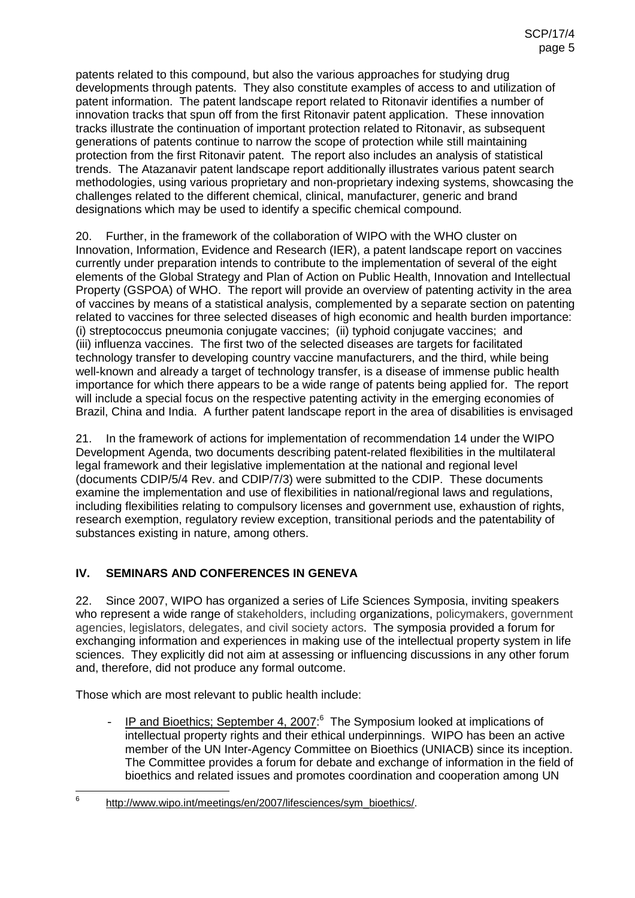patents related to this compound, but also the various approaches for studying drug developments through patents. They also constitute examples of access to and utilization of patent information. The patent landscape report related to Ritonavir identifies a number of innovation tracks that spun off from the first Ritonavir patent application. These innovation tracks illustrate the continuation of important protection related to Ritonavir, as subsequent generations of patents continue to narrow the scope of protection while still maintaining protection from the first Ritonavir patent. The report also includes an analysis of statistical trends. The Atazanavir patent landscape report additionally illustrates various patent search methodologies, using various proprietary and non-proprietary indexing systems, showcasing the challenges related to the different chemical, clinical, manufacturer, generic and brand designations which may be used to identify a specific chemical compound.

20. Further, in the framework of the collaboration of WIPO with the WHO cluster on Innovation, Information, Evidence and Research (IER), a patent landscape report on vaccines currently under preparation intends to contribute to the implementation of several of the eight elements of the Global Strategy and Plan of Action on Public Health, Innovation and Intellectual Property (GSPOA) of WHO. The report will provide an overview of patenting activity in the area of vaccines by means of a statistical analysis, complemented by a separate section on patenting related to vaccines for three selected diseases of high economic and health burden importance: (i) streptococcus pneumonia conjugate vaccines; (ii) typhoid conjugate vaccines; and (iii) influenza vaccines. The first two of the selected diseases are targets for facilitated technology transfer to developing country vaccine manufacturers, and the third, while being well-known and already a target of technology transfer, is a disease of immense public health importance for which there appears to be a wide range of patents being applied for. The report will include a special focus on the respective patenting activity in the emerging economies of Brazil, China and India. A further patent landscape report in the area of disabilities is envisaged

21. In the framework of actions for implementation of recommendation 14 under the WIPO Development Agenda, two documents describing patent-related flexibilities in the multilateral legal framework and their legislative implementation at the national and regional level (documents CDIP/5/4 Rev. and CDIP/7/3) were submitted to the CDIP. These documents examine the implementation and use of flexibilities in national/regional laws and regulations, including flexibilities relating to compulsory licenses and government use, exhaustion of rights, research exemption, regulatory review exception, transitional periods and the patentability of substances existing in nature, among others.

## IV. SEMINARS AND CONFERENCES IN GENEVA

22. Since 2007, WIPO has organized a series of Life Sciences Symposia, inviting speakers who represent a wide range of stakeholders, including organizations, policymakers, government agencies, legislators, delegates, and civil society actors. The symposia provided a forum for exchanging information and experiences in making use of the intellectual property system in life sciences. They explicitly did not aim at assessing or influencing discussions in any other forum and, therefore, did not produce any formal outcome.

Those which are most relevant to public health include:

- IP and Bioethics; September 4, 2007:[6] The Symposium looked at implications of intellectual property rights and their ethical underpinnings. WIPO has been an active member of the UN Inter-Agency Committee on Bioethics (UNIACB) since its inception. The Committee provides a forum for debate and exchange of information in the field of bioethics and related issues and promotes coordination and cooperation among UN

[6] http://www.wipo.int/meetings/en/2007/lifesciences/sym_bioethics/.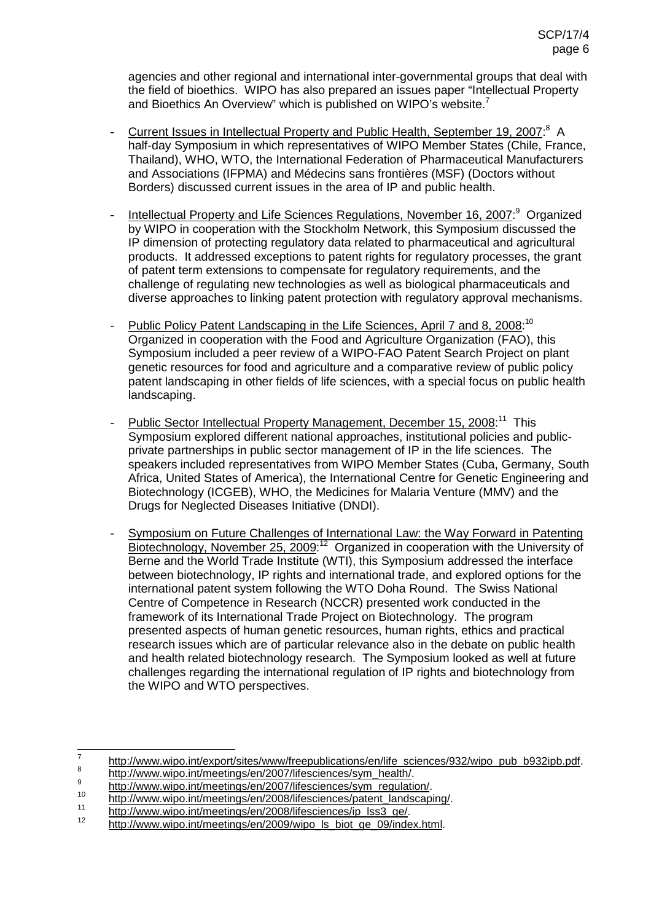agencies and other regional and international inter-governmental groups that deal with the field of bioethics. WIPO has also prepared an issues paper "Intellectual Property and Bioethics An Overview" which is published on WIPO's website.[7]

- Current Issues in Intellectual Property and Public Health, September 19, 2007:[8] A half-day Symposium in which representatives of WIPO Member States (Chile, France, Thailand), WHO, WTO, the International Federation of Pharmaceutical Manufacturers and Associations (IFPMA) and Médecins sans frontières (MSF) (Doctors without Borders) discussed current issues in the area of IP and public health.

- Intellectual Property and Life Sciences Regulations, November 16, 2007:[9] Organized by WIPO in cooperation with the Stockholm Network, this Symposium discussed the IP dimension of protecting regulatory data related to pharmaceutical and agricultural products. It addressed exceptions to patent rights for regulatory processes, the grant of patent term extensions to compensate for regulatory requirements, and the challenge of regulating new technologies as well as biological pharmaceuticals and diverse approaches to linking patent protection with regulatory approval mechanisms.

- Public Policy Patent Landscaping in the Life Sciences, April 7 and 8, 2008:[10] Organized in cooperation with the Food and Agriculture Organization (FAO), this Symposium included a peer review of a WIPO-FAO Patent Search Project on plant genetic resources for food and agriculture and a comparative review of public policy patent landscaping in other fields of life sciences, with a special focus on public health landscaping.

- Public Sector Intellectual Property Management, December 15, 2008:[11] This Symposium explored different national approaches, institutional policies and public-private partnerships in public sector management of IP in the life sciences. The speakers included representatives from WIPO Member States (Cuba, Germany, South Africa, United States of America), the International Centre for Genetic Engineering and Biotechnology (ICGEB), WHO, the Medicines for Malaria Venture (MMV) and the Drugs for Neglected Diseases Initiative (DNDI).

- Symposium on Future Challenges of International Law: the Way Forward in Patenting Biotechnology, November 25, 2009:[12] Organized in cooperation with the University of Berne and the World Trade Institute (WTI), this Symposium addressed the interface between biotechnology, IP rights and international trade, and explored options for the international patent system following the WTO Doha Round. The Swiss National Centre of Competence in Research (NCCR) presented work conducted in the framework of its International Trade Project on Biotechnology. The program presented aspects of human genetic resources, human rights, ethics and practical research issues which are of particular relevance also in the debate on public health and health related biotechnology research. The Symposium looked as well at future challenges regarding the international regulation of IP rights and biotechnology from the WIPO and WTO perspectives.

---

[7] http://www.wipo.int/export/sites/www/freepublications/en/life_sciences/932/wipo_pub_b932ipb.pdf.

[8] http://www.wipo.int/meetings/en/2007/lifesciences/sym_health/.

[9] http://www.wipo.int/meetings/en/2007/lifesciences/sym_regulation/.

[10] http://www.wipo.int/meetings/en/2008/lifesciences/patent_landscaping/.

[11] http://www.wipo.int/meetings/en/2008/lifesciences/ip_lss3_ge/.

[12] http://www.wipo.int/meetings/en/2009/wipo_ls_biot_ge_09/index.html.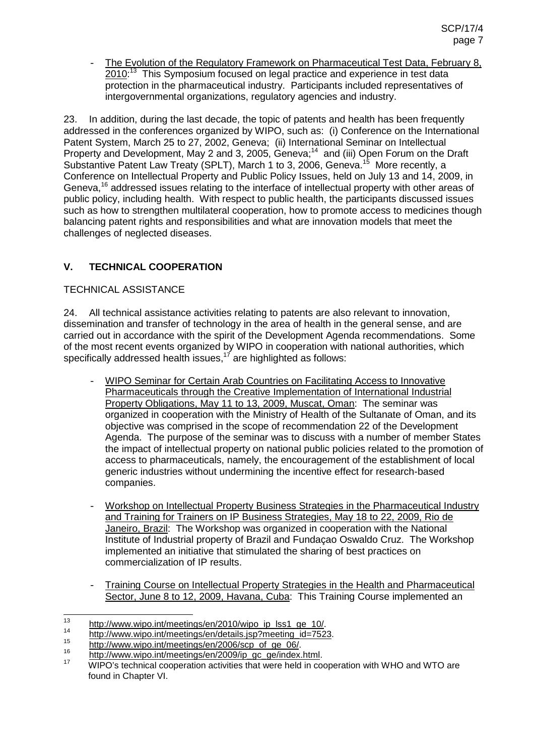- The Evolution of the Regulatory Framework on Pharmaceutical Test Data, February 8, 2010:[13] This Symposium focused on legal practice and experience in test data protection in the pharmaceutical industry. Participants included representatives of intergovernmental organizations, regulatory agencies and industry.

23. In addition, during the last decade, the topic of patents and health has been frequently addressed in the conferences organized by WIPO, such as: (i) Conference on the International Patent System, March 25 to 27, 2002, Geneva; (ii) International Seminar on Intellectual Property and Development, May 2 and 3, 2005, Geneva;[14] and (iii) Open Forum on the Draft Substantive Patent Law Treaty (SPLT), March 1 to 3, 2006, Geneva.[15] More recently, a Conference on Intellectual Property and Public Policy Issues, held on July 13 and 14, 2009, in Geneva,[16] addressed issues relating to the interface of intellectual property with other areas of public policy, including health. With respect to public health, the participants discussed issues such as how to strengthen multilateral cooperation, how to promote access to medicines though balancing patent rights and responsibilities and what are innovation models that meet the challenges of neglected diseases.

## V. TECHNICAL COOPERATION

### TECHNICAL ASSISTANCE

24. All technical assistance activities relating to patents are also relevant to innovation, dissemination and transfer of technology in the area of health in the general sense, and are carried out in accordance with the spirit of the Development Agenda recommendations. Some of the most recent events organized by WIPO in cooperation with national authorities, which specifically addressed health issues,[17] are highlighted as follows:

- WIPO Seminar for Certain Arab Countries on Facilitating Access to Innovative Pharmaceuticals through the Creative Implementation of International Industrial Property Obligations, May 11 to 13, 2009, Muscat, Oman: The seminar was organized in cooperation with the Ministry of Health of the Sultanate of Oman, and its objective was comprised in the scope of recommendation 22 of the Development Agenda. The purpose of the seminar was to discuss with a number of member States the impact of intellectual property on national public policies related to the promotion of access to pharmaceuticals, namely, the encouragement of the establishment of local generic industries without undermining the incentive effect for research-based companies.

- Workshop on Intellectual Property Business Strategies in the Pharmaceutical Industry and Training for Trainers on IP Business Strategies, May 18 to 22, 2009, Rio de Janeiro, Brazil: The Workshop was organized in cooperation with the National Institute of Industrial property of Brazil and Fundaçao Oswaldo Cruz. The Workshop implemented an initiative that stimulated the sharing of best practices on commercialization of IP results.

- Training Course on Intellectual Property Strategies in the Health and Pharmaceutical Sector, June 8 to 12, 2009, Havana, Cuba: This Training Course implemented an

---

[13] http://www.wipo.int/meetings/en/2010/wipo_ip_lss1_ge_10/.

[14] http://www.wipo.int/meetings/en/details.jsp?meeting_id=7523.

[15] http://www.wipo.int/meetings/en/2006/scp_of_ge_06/.

[16] http://www.wipo.int/meetings/en/2009/ip_gc_ge/index.html.

[17] WIPO's technical cooperation activities that were held in cooperation with WHO and WTO are found in Chapter VI.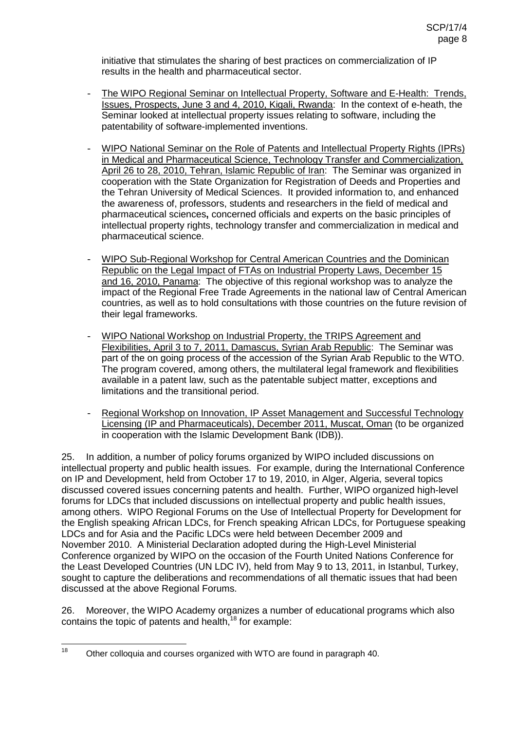initiative that stimulates the sharing of best practices on commercialization of IP results in the health and pharmaceutical sector.

- The WIPO Regional Seminar on Intellectual Property, Software and E-Health: Trends, Issues, Prospects, June 3 and 4, 2010, Kigali, Rwanda: In the context of e-heath, the Seminar looked at intellectual property issues relating to software, including the patentability of software-implemented inventions.

- WIPO National Seminar on the Role of Patents and Intellectual Property Rights (IPRs) in Medical and Pharmaceutical Science, Technology Transfer and Commercialization, April 26 to 28, 2010, Tehran, Islamic Republic of Iran: The Seminar was organized in cooperation with the State Organization for Registration of Deeds and Properties and the Tehran University of Medical Sciences. It provided information to, and enhanced the awareness of, professors, students and researchers in the field of medical and pharmaceutical sciences**,** concerned officials and experts on the basic principles of intellectual property rights, technology transfer and commercialization in medical and pharmaceutical science.

- WIPO Sub-Regional Workshop for Central American Countries and the Dominican Republic on the Legal Impact of FTAs on Industrial Property Laws, December 15 and 16, 2010, Panama: The objective of this regional workshop was to analyze the impact of the Regional Free Trade Agreements in the national law of Central American countries, as well as to hold consultations with those countries on the future revision of their legal frameworks.

- WIPO National Workshop on Industrial Property, the TRIPS Agreement and Flexibilities, April 3 to 7, 2011, Damascus, Syrian Arab Republic: The Seminar was part of the on going process of the accession of the Syrian Arab Republic to the WTO. The program covered, among others, the multilateral legal framework and flexibilities available in a patent law, such as the patentable subject matter, exceptions and limitations and the transitional period.

- Regional Workshop on Innovation, IP Asset Management and Successful Technology Licensing (IP and Pharmaceuticals), December 2011, Muscat, Oman (to be organized in cooperation with the Islamic Development Bank (IDB)).

25. In addition, a number of policy forums organized by WIPO included discussions on intellectual property and public health issues. For example, during the International Conference on IP and Development, held from October 17 to 19, 2010, in Alger, Algeria, several topics discussed covered issues concerning patents and health. Further, WIPO organized high-level forums for LDCs that included discussions on intellectual property and public health issues, among others. WIPO Regional Forums on the Use of Intellectual Property for Development for the English speaking African LDCs, for French speaking African LDCs, for Portuguese speaking LDCs and for Asia and the Pacific LDCs were held between December 2009 and November 2010. A Ministerial Declaration adopted during the High-Level Ministerial Conference organized by WIPO on the occasion of the Fourth United Nations Conference for the Least Developed Countries (UN LDC IV), held from May 9 to 13, 2011, in Istanbul, Turkey, sought to capture the deliberations and recommendations of all thematic issues that had been discussed at the above Regional Forums.

26. Moreover, the WIPO Academy organizes a number of educational programs which also contains the topic of patents and health,[18] for example:

---

[18] Other colloquia and courses organized with WTO are found in paragraph 40.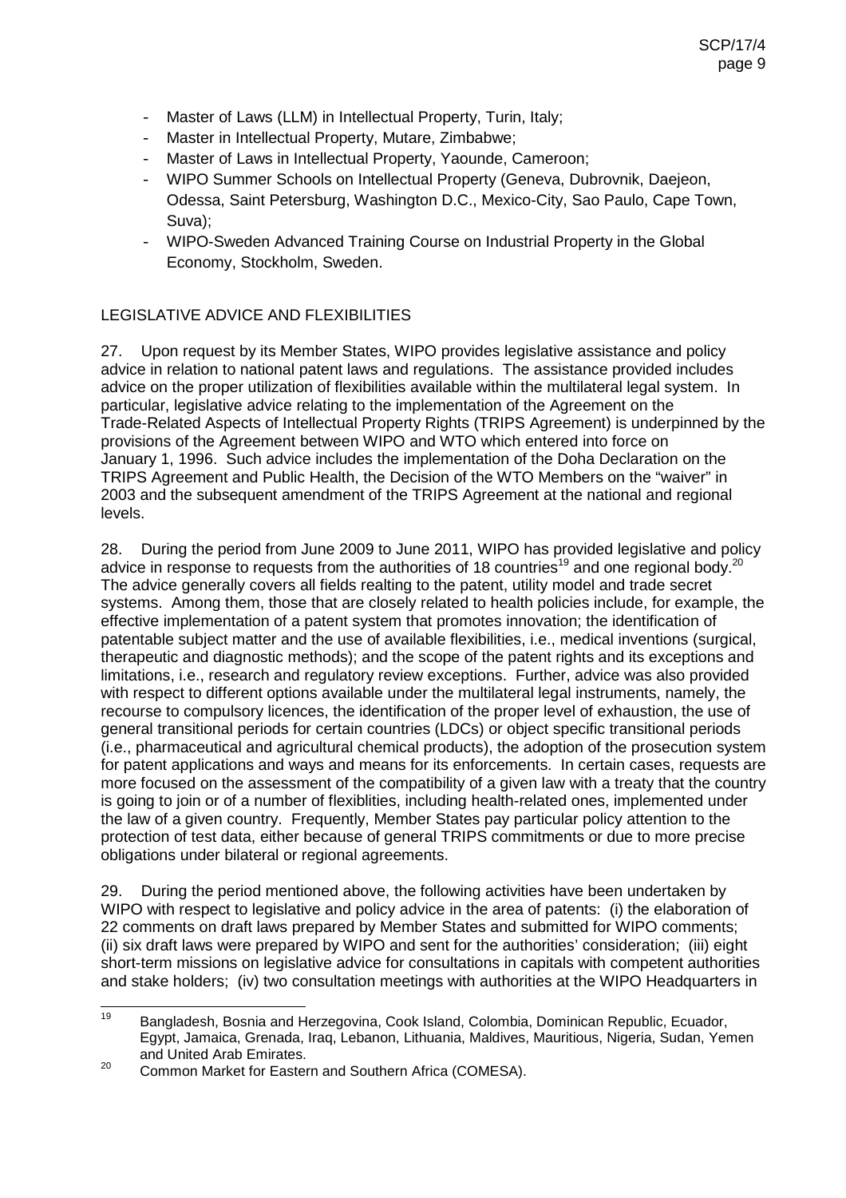- Master of Laws (LLM) in Intellectual Property, Turin, Italy;
- Master in Intellectual Property, Mutare, Zimbabwe;
- Master of Laws in Intellectual Property, Yaounde, Cameroon;
- WIPO Summer Schools on Intellectual Property (Geneva, Dubrovnik, Daejeon, Odessa, Saint Petersburg, Washington D.C., Mexico-City, Sao Paulo, Cape Town, Suva);
- WIPO-Sweden Advanced Training Course on Industrial Property in the Global Economy, Stockholm, Sweden.

LEGISLATIVE ADVICE AND FLEXIBILITIES

27. Upon request by its Member States, WIPO provides legislative assistance and policy advice in relation to national patent laws and regulations. The assistance provided includes advice on the proper utilization of flexibilities available within the multilateral legal system. In particular, legislative advice relating to the implementation of the Agreement on the Trade-Related Aspects of Intellectual Property Rights (TRIPS Agreement) is underpinned by the provisions of the Agreement between WIPO and WTO which entered into force on January 1, 1996. Such advice includes the implementation of the Doha Declaration on the TRIPS Agreement and Public Health, the Decision of the WTO Members on the "waiver" in 2003 and the subsequent amendment of the TRIPS Agreement at the national and regional levels.

28. During the period from June 2009 to June 2011, WIPO has provided legislative and policy advice in response to requests from the authorities of 18 countries[19] and one regional body.[20] The advice generally covers all fields realting to the patent, utility model and trade secret systems. Among them, those that are closely related to health policies include, for example, the effective implementation of a patent system that promotes innovation; the identification of patentable subject matter and the use of available flexibilities, i.e., medical inventions (surgical, therapeutic and diagnostic methods); and the scope of the patent rights and its exceptions and limitations, i.e., research and regulatory review exceptions. Further, advice was also provided with respect to different options available under the multilateral legal instruments, namely, the recourse to compulsory licences, the identification of the proper level of exhaustion, the use of general transitional periods for certain countries (LDCs) or object specific transitional periods (i.e., pharmaceutical and agricultural chemical products), the adoption of the prosecution system for patent applications and ways and means for its enforcements. In certain cases, requests are more focused on the assessment of the compatibility of a given law with a treaty that the country is going to join or of a number of flexiblities, including health-related ones, implemented under the law of a given country. Frequently, Member States pay particular policy attention to the protection of test data, either because of general TRIPS commitments or due to more precise obligations under bilateral or regional agreements.

29. During the period mentioned above, the following activities have been undertaken by WIPO with respect to legislative and policy advice in the area of patents: (i) the elaboration of 22 comments on draft laws prepared by Member States and submitted for WIPO comments; (ii) six draft laws were prepared by WIPO and sent for the authorities' consideration; (iii) eight short-term missions on legislative advice for consultations in capitals with competent authorities and stake holders; (iv) two consultation meetings with authorities at the WIPO Headquarters in

---

[19] Bangladesh, Bosnia and Herzegovina, Cook Island, Colombia, Dominican Republic, Ecuador, Egypt, Jamaica, Grenada, Iraq, Lebanon, Lithuania, Maldives, Mauritious, Nigeria, Sudan, Yemen and United Arab Emirates.

[20] Common Market for Eastern and Southern Africa (COMESA).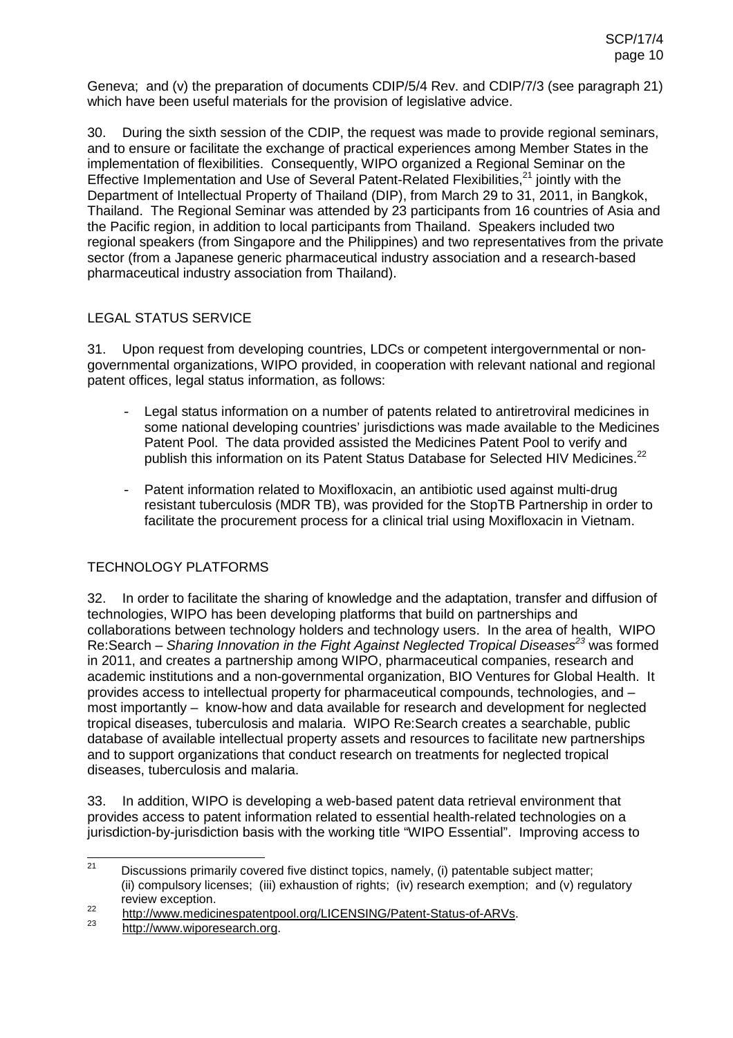Geneva; and (v) the preparation of documents CDIP/5/4 Rev. and CDIP/7/3 (see paragraph 21) which have been useful materials for the provision of legislative advice.

30. During the sixth session of the CDIP, the request was made to provide regional seminars, and to ensure or facilitate the exchange of practical experiences among Member States in the implementation of flexibilities. Consequently, WIPO organized a Regional Seminar on the Effective Implementation and Use of Several Patent-Related Flexibilities,[21] jointly with the Department of Intellectual Property of Thailand (DIP), from March 29 to 31, 2011, in Bangkok, Thailand. The Regional Seminar was attended by 23 participants from 16 countries of Asia and the Pacific region, in addition to local participants from Thailand. Speakers included two regional speakers (from Singapore and the Philippines) and two representatives from the private sector (from a Japanese generic pharmaceutical industry association and a research-based pharmaceutical industry association from Thailand).

## LEGAL STATUS SERVICE

31. Upon request from developing countries, LDCs or competent intergovernmental or non-governmental organizations, WIPO provided, in cooperation with relevant national and regional patent offices, legal status information, as follows:

- Legal status information on a number of patents related to antiretroviral medicines in some national developing countries' jurisdictions was made available to the Medicines Patent Pool. The data provided assisted the Medicines Patent Pool to verify and publish this information on its Patent Status Database for Selected HIV Medicines.[22]

- Patent information related to Moxifloxacin, an antibiotic used against multi-drug resistant tuberculosis (MDR TB), was provided for the StopTB Partnership in order to facilitate the procurement process for a clinical trial using Moxifloxacin in Vietnam.

## TECHNOLOGY PLATFORMS

32. In order to facilitate the sharing of knowledge and the adaptation, transfer and diffusion of technologies, WIPO has been developing platforms that build on partnerships and collaborations between technology holders and technology users. In the area of health, WIPO Re:Search – *Sharing Innovation in the Fight Against Neglected Tropical Diseases*[23] was formed in 2011, and creates a partnership among WIPO, pharmaceutical companies, research and academic institutions and a non-governmental organization, BIO Ventures for Global Health. It provides access to intellectual property for pharmaceutical compounds, technologies, and – most importantly – know-how and data available for research and development for neglected tropical diseases, tuberculosis and malaria. WIPO Re:Search creates a searchable, public database of available intellectual property assets and resources to facilitate new partnerships and to support organizations that conduct research on treatments for neglected tropical diseases, tuberculosis and malaria.

33. In addition, WIPO is developing a web-based patent data retrieval environment that provides access to patent information related to essential health-related technologies on a jurisdiction-by-jurisdiction basis with the working title "WIPO Essential". Improving access to

---

[21] Discussions primarily covered five distinct topics, namely, (i) patentable subject matter; (ii) compulsory licenses; (iii) exhaustion of rights; (iv) research exemption; and (v) regulatory review exception.

[22] http://www.medicinespatentpool.org/LICENSING/Patent-Status-of-ARVs.

[23] http://www.wiporesearch.org.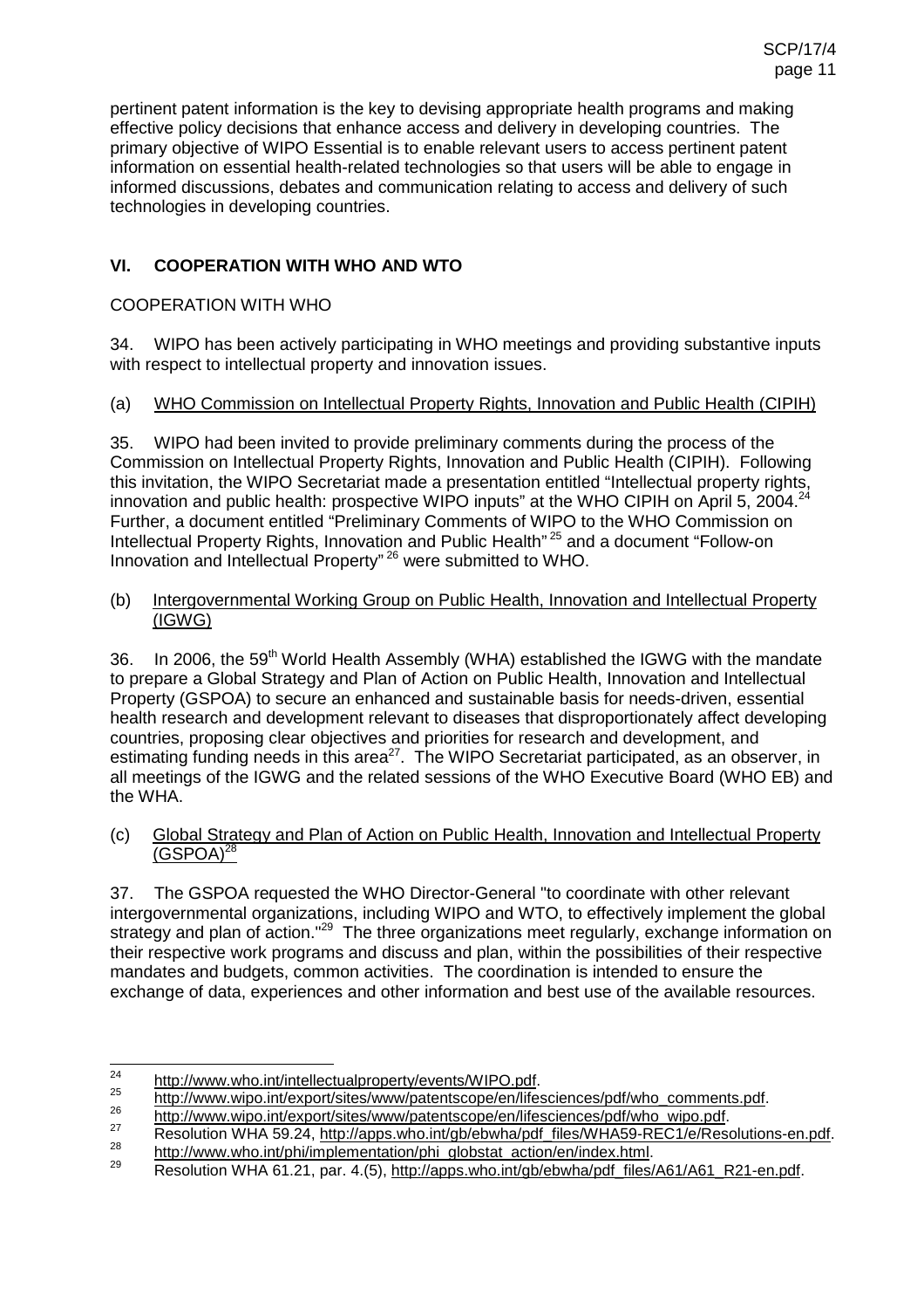pertinent patent information is the key to devising appropriate health programs and making effective policy decisions that enhance access and delivery in developing countries. The primary objective of WIPO Essential is to enable relevant users to access pertinent patent information on essential health-related technologies so that users will be able to engage in informed discussions, debates and communication relating to access and delivery of such technologies in developing countries.

## VI. COOPERATION WITH WHO AND WTO

### COOPERATION WITH WHO

34. WIPO has been actively participating in WHO meetings and providing substantive inputs with respect to intellectual property and innovation issues.

#### (a) WHO Commission on Intellectual Property Rights, Innovation and Public Health (CIPIH)

35. WIPO had been invited to provide preliminary comments during the process of the Commission on Intellectual Property Rights, Innovation and Public Health (CIPIH). Following this invitation, the WIPO Secretariat made a presentation entitled "Intellectual property rights, innovation and public health: prospective WIPO inputs" at the WHO CIPIH on April 5, 2004.[24] Further, a document entitled "Preliminary Comments of WIPO to the WHO Commission on Intellectual Property Rights, Innovation and Public Health"[25] and a document "Follow-on Innovation and Intellectual Property"[26] were submitted to WHO.

#### (b) Intergovernmental Working Group on Public Health, Innovation and Intellectual Property (IGWG)

36. In 2006, the 59th World Health Assembly (WHA) established the IGWG with the mandate to prepare a Global Strategy and Plan of Action on Public Health, Innovation and Intellectual Property (GSPOA) to secure an enhanced and sustainable basis for needs-driven, essential health research and development relevant to diseases that disproportionately affect developing countries, proposing clear objectives and priorities for research and development, and estimating funding needs in this area[27]. The WIPO Secretariat participated, as an observer, in all meetings of the IGWG and the related sessions of the WHO Executive Board (WHO EB) and the WHA.

#### (c) Global Strategy and Plan of Action on Public Health, Innovation and Intellectual Property (GSPOA)[28]

37. The GSPOA requested the WHO Director-General "to coordinate with other relevant intergovernmental organizations, including WIPO and WTO, to effectively implement the global strategy and plan of action."[29] The three organizations meet regularly, exchange information on their respective work programs and discuss and plan, within the possibilities of their respective mandates and budgets, common activities. The coordination is intended to ensure the exchange of data, experiences and other information and best use of the available resources.

---

[24] http://www.who.int/intellectualproperty/events/WIPO.pdf.
[25] http://www.wipo.int/export/sites/www/patentscope/en/lifesciences/pdf/who_comments.pdf.
[26] http://www.wipo.int/export/sites/www/patentscope/en/lifesciences/pdf/who_wipo.pdf.
[27] Resolution WHA 59.24, http://apps.who.int/gb/ebwha/pdf_files/WHA59-REC1/e/Resolutions-en.pdf.
[28] http://www.who.int/phi/implementation/phi_globstat_action/en/index.html.
[29] Resolution WHA 61.21, par. 4.(5), http://apps.who.int/gb/ebwha/pdf_files/A61/A61_R21-en.pdf.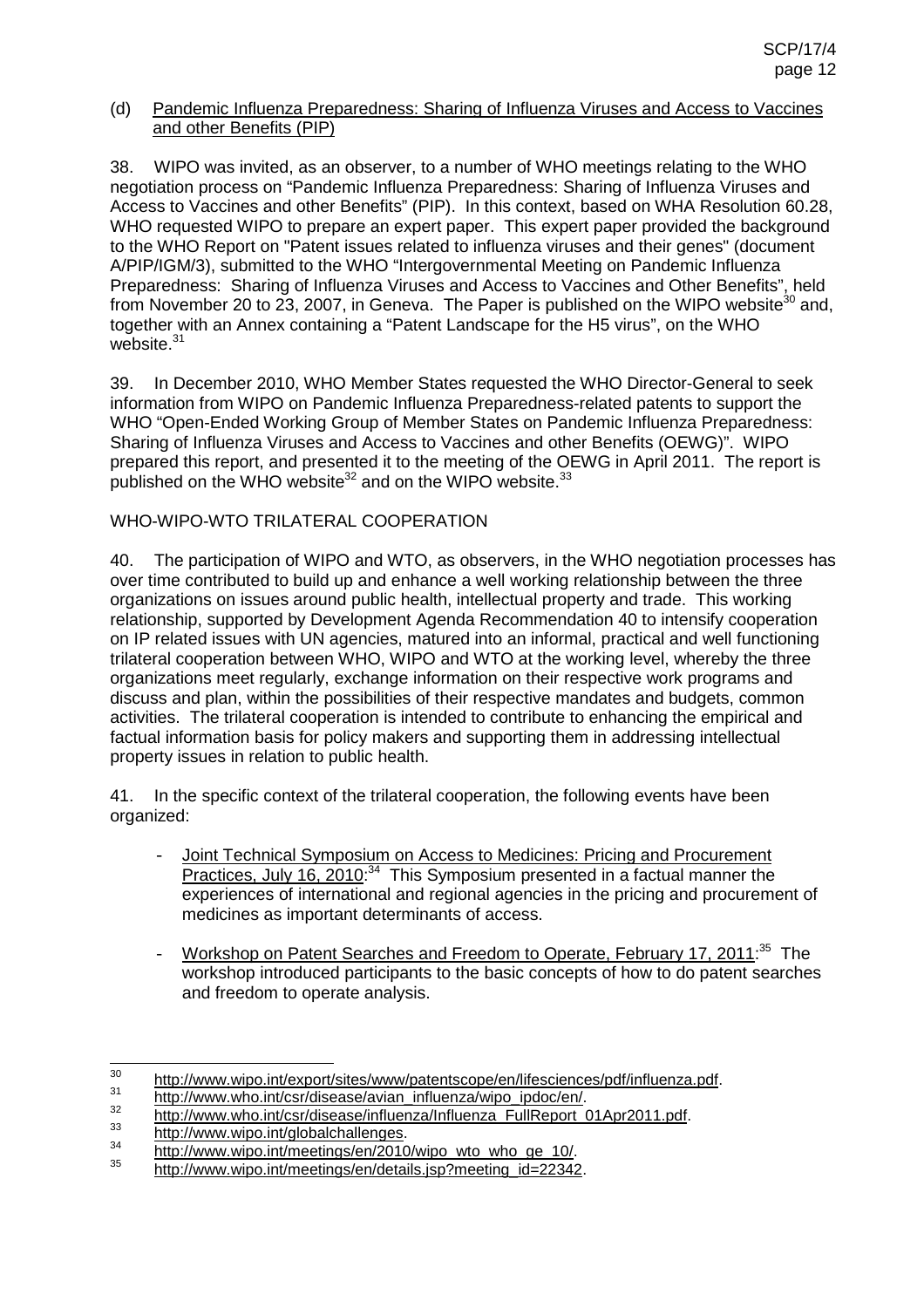(d) Pandemic Influenza Preparedness: Sharing of Influenza Viruses and Access to Vaccines and other Benefits (PIP)

38. WIPO was invited, as an observer, to a number of WHO meetings relating to the WHO negotiation process on "Pandemic Influenza Preparedness: Sharing of Influenza Viruses and Access to Vaccines and other Benefits" (PIP). In this context, based on WHA Resolution 60.28, WHO requested WIPO to prepare an expert paper. This expert paper provided the background to the WHO Report on "Patent issues related to influenza viruses and their genes" (document A/PIP/IGM/3), submitted to the WHO "Intergovernmental Meeting on Pandemic Influenza Preparedness: Sharing of Influenza Viruses and Access to Vaccines and Other Benefits", held from November 20 to 23, 2007, in Geneva. The Paper is published on the WIPO website[30] and, together with an Annex containing a "Patent Landscape for the H5 virus", on the WHO website.[31]

39. In December 2010, WHO Member States requested the WHO Director-General to seek information from WIPO on Pandemic Influenza Preparedness-related patents to support the WHO "Open-Ended Working Group of Member States on Pandemic Influenza Preparedness: Sharing of Influenza Viruses and Access to Vaccines and other Benefits (OEWG)". WIPO prepared this report, and presented it to the meeting of the OEWG in April 2011. The report is published on the WHO website[32] and on the WIPO website.[33]

WHO-WIPO-WTO TRILATERAL COOPERATION

40. The participation of WIPO and WTO, as observers, in the WHO negotiation processes has over time contributed to build up and enhance a well working relationship between the three organizations on issues around public health, intellectual property and trade. This working relationship, supported by Development Agenda Recommendation 40 to intensify cooperation on IP related issues with UN agencies, matured into an informal, practical and well functioning trilateral cooperation between WHO, WIPO and WTO at the working level, whereby the three organizations meet regularly, exchange information on their respective work programs and discuss and plan, within the possibilities of their respective mandates and budgets, common activities. The trilateral cooperation is intended to contribute to enhancing the empirical and factual information basis for policy makers and supporting them in addressing intellectual property issues in relation to public health.

41. In the specific context of the trilateral cooperation, the following events have been organized:

- Joint Technical Symposium on Access to Medicines: Pricing and Procurement Practices, July 16, 2010:[34] This Symposium presented in a factual manner the experiences of international and regional agencies in the pricing and procurement of medicines as important determinants of access.

- Workshop on Patent Searches and Freedom to Operate, February 17, 2011:[35] The workshop introduced participants to the basic concepts of how to do patent searches and freedom to operate analysis.

---

[30] http://www.wipo.int/export/sites/www/patentscope/en/lifesciences/pdf/influenza.pdf.
[31] http://www.who.int/csr/disease/avian_influenza/wipo_ipdoc/en/.
[32] http://www.who.int/csr/disease/influenza/Influenza_FullReport_01Apr2011.pdf.
[33] http://www.wipo.int/globalchallenges.
[34] http://www.wipo.int/meetings/en/2010/wipo_wto_who_ge_10/.
[35] http://www.wipo.int/meetings/en/details.jsp?meeting_id=22342.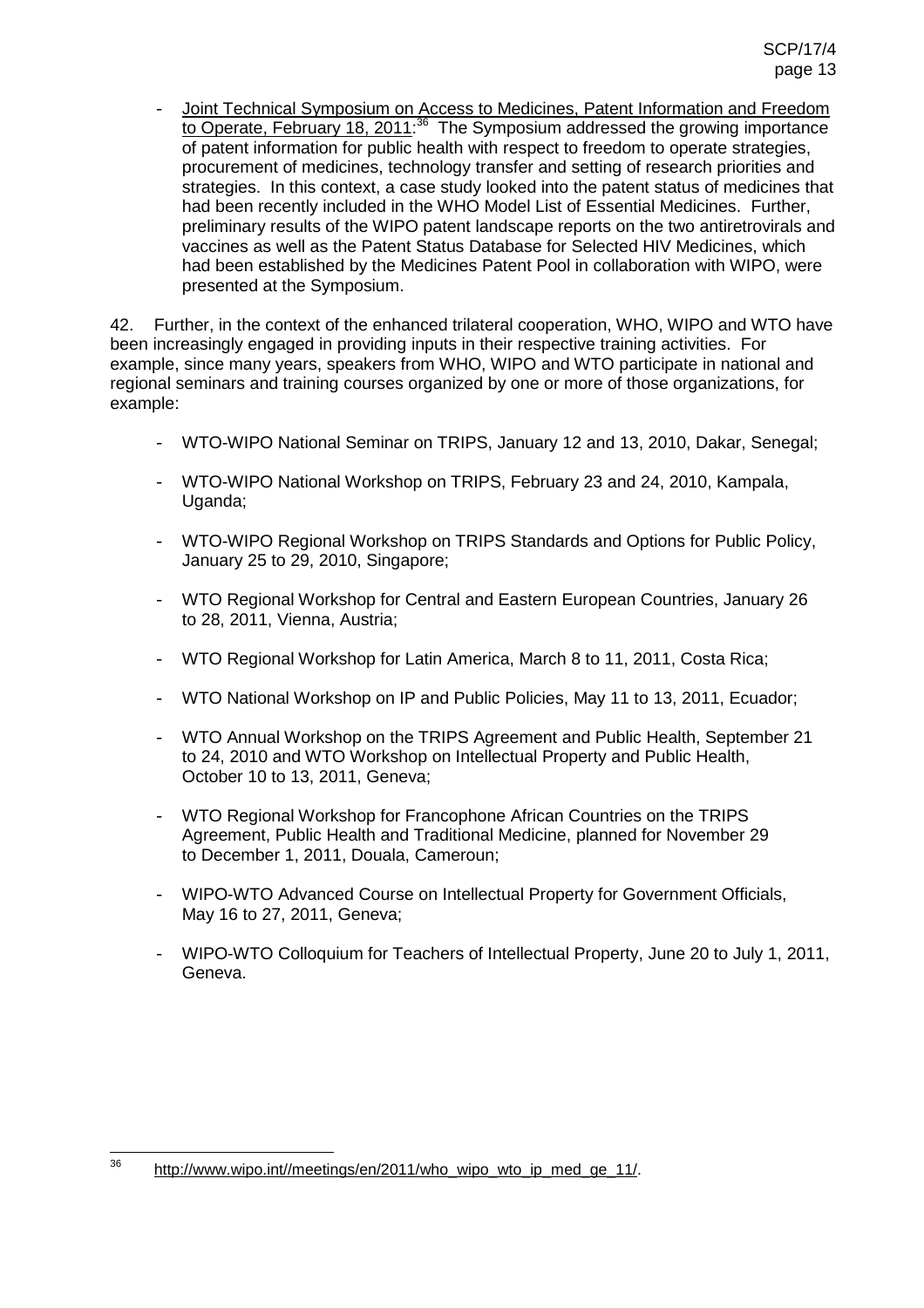- Joint Technical Symposium on Access to Medicines, Patent Information and Freedom to Operate, February 18, 2011:[36] The Symposium addressed the growing importance of patent information for public health with respect to freedom to operate strategies, procurement of medicines, technology transfer and setting of research priorities and strategies. In this context, a case study looked into the patent status of medicines that had been recently included in the WHO Model List of Essential Medicines. Further, preliminary results of the WIPO patent landscape reports on the two antiretrovirals and vaccines as well as the Patent Status Database for Selected HIV Medicines, which had been established by the Medicines Patent Pool in collaboration with WIPO, were presented at the Symposium.

42. Further, in the context of the enhanced trilateral cooperation, WHO, WIPO and WTO have been increasingly engaged in providing inputs in their respective training activities. For example, since many years, speakers from WHO, WIPO and WTO participate in national and regional seminars and training courses organized by one or more of those organizations, for example:

- WTO-WIPO National Seminar on TRIPS, January 12 and 13, 2010, Dakar, Senegal;
- WTO-WIPO National Workshop on TRIPS, February 23 and 24, 2010, Kampala, Uganda;
- WTO-WIPO Regional Workshop on TRIPS Standards and Options for Public Policy, January 25 to 29, 2010, Singapore;
- WTO Regional Workshop for Central and Eastern European Countries, January 26 to 28, 2011, Vienna, Austria;
- WTO Regional Workshop for Latin America, March 8 to 11, 2011, Costa Rica;
- WTO National Workshop on IP and Public Policies, May 11 to 13, 2011, Ecuador;
- WTO Annual Workshop on the TRIPS Agreement and Public Health, September 21 to 24, 2010 and WTO Workshop on Intellectual Property and Public Health, October 10 to 13, 2011, Geneva;
- WTO Regional Workshop for Francophone African Countries on the TRIPS Agreement, Public Health and Traditional Medicine, planned for November 29 to December 1, 2011, Douala, Cameroun;
- WIPO-WTO Advanced Course on Intellectual Property for Government Officials, May 16 to 27, 2011, Geneva;
- WIPO-WTO Colloquium for Teachers of Intellectual Property, June 20 to July 1, 2011, Geneva.

---

[36] http://www.wipo.int//meetings/en/2011/who_wipo_wto_ip_med_ge_11/.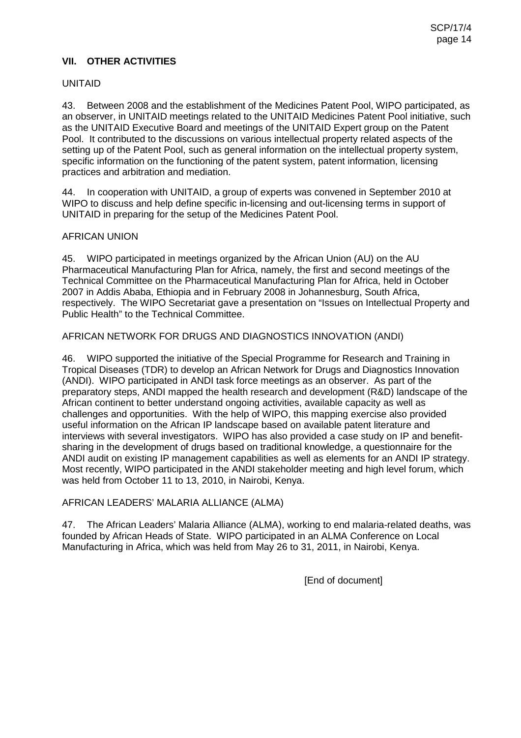## VII. OTHER ACTIVITIES

UNITAID

43. Between 2008 and the establishment of the Medicines Patent Pool, WIPO participated, as an observer, in UNITAID meetings related to the UNITAID Medicines Patent Pool initiative, such as the UNITAID Executive Board and meetings of the UNITAID Expert group on the Patent Pool. It contributed to the discussions on various intellectual property related aspects of the setting up of the Patent Pool, such as general information on the intellectual property system, specific information on the functioning of the patent system, patent information, licensing practices and arbitration and mediation.

44. In cooperation with UNITAID, a group of experts was convened in September 2010 at WIPO to discuss and help define specific in-licensing and out-licensing terms in support of UNITAID in preparing for the setup of the Medicines Patent Pool.

AFRICAN UNION

45. WIPO participated in meetings organized by the African Union (AU) on the AU Pharmaceutical Manufacturing Plan for Africa, namely, the first and second meetings of the Technical Committee on the Pharmaceutical Manufacturing Plan for Africa, held in October 2007 in Addis Ababa, Ethiopia and in February 2008 in Johannesburg, South Africa, respectively. The WIPO Secretariat gave a presentation on "Issues on Intellectual Property and Public Health" to the Technical Committee.

AFRICAN NETWORK FOR DRUGS AND DIAGNOSTICS INNOVATION (ANDI)

46. WIPO supported the initiative of the Special Programme for Research and Training in Tropical Diseases (TDR) to develop an African Network for Drugs and Diagnostics Innovation (ANDI). WIPO participated in ANDI task force meetings as an observer. As part of the preparatory steps, ANDI mapped the health research and development (R&D) landscape of the African continent to better understand ongoing activities, available capacity as well as challenges and opportunities. With the help of WIPO, this mapping exercise also provided useful information on the African IP landscape based on available patent literature and interviews with several investigators. WIPO has also provided a case study on IP and benefit-sharing in the development of drugs based on traditional knowledge, a questionnaire for the ANDI audit on existing IP management capabilities as well as elements for an ANDI IP strategy. Most recently, WIPO participated in the ANDI stakeholder meeting and high level forum, which was held from October 11 to 13, 2010, in Nairobi, Kenya.

AFRICAN LEADERS' MALARIA ALLIANCE (ALMA)

47. The African Leaders' Malaria Alliance (ALMA), working to end malaria-related deaths, was founded by African Heads of State. WIPO participated in an ALMA Conference on Local Manufacturing in Africa, which was held from May 26 to 31, 2011, in Nairobi, Kenya.

[End of document]